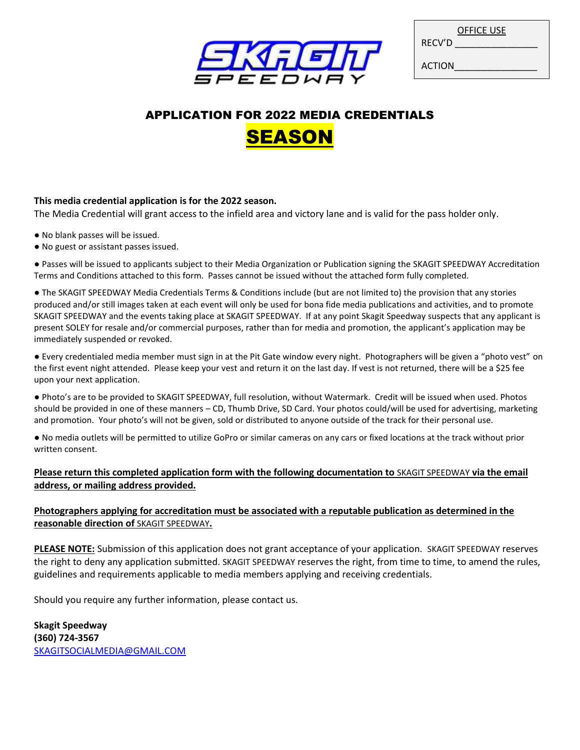SKAGIT SPEEDWAY

| OFFICE USE |
| --- |
| RECV'D _______________ |
| ACTION_______________ |

# APPLICATION FOR 2022 MEDIA CREDENTIALS

# SEASON

**This media credential application is for the 2022 season.**

The Media Credential will grant access to the infield area and victory lane and is valid for the pass holder only.

- No blank passes will be issued.
- No guest or assistant passes issued.
- Passes will be issued to applicants subject to their Media Organization or Publication signing the SKAGIT SPEEDWAY Accreditation Terms and Conditions attached to this form. Passes cannot be issued without the attached form fully completed.
- The SKAGIT SPEEDWAY Media Credentials Terms & Conditions include (but are not limited to) the provision that any stories produced and/or still images taken at each event will only be used for bona fide media publications and activities, and to promote SKAGIT SPEEDWAY and the events taking place at SKAGIT SPEEDWAY. If at any point Skagit Speedway suspects that any applicant is present SOLEY for resale and/or commercial purposes, rather than for media and promotion, the applicant's application may be immediately suspended or revoked.
- Every credentialed media member must sign in at the Pit Gate window every night. Photographers will be given a "photo vest" on the first event night attended. Please keep your vest and return it on the last day. If vest is not returned, there will be a $25 fee upon your next application.
- Photo's are to be provided to SKAGIT SPEEDWAY, full resolution, without Watermark. Credit will be issued when used. Photos should be provided in one of these manners – CD, Thumb Drive, SD Card. Your photos could/will be used for advertising, marketing and promotion. Your photo's will not be given, sold or distributed to anyone outside of the track for their personal use.
- No media outlets will be permitted to utilize GoPro or similar cameras on any cars or fixed locations at the track without prior written consent.

**Please return this completed application form with the following documentation to SKAGIT SPEEDWAY via the email address, or mailing address provided.**

**Photographers applying for accreditation must be associated with a reputable publication as determined in the reasonable direction of SKAGIT SPEEDWAY.**

**PLEASE NOTE:** Submission of this application does not grant acceptance of your application. SKAGIT SPEEDWAY reserves the right to deny any application submitted. SKAGIT SPEEDWAY reserves the right, from time to time, to amend the rules, guidelines and requirements applicable to media members applying and receiving credentials.

Should you require any further information, please contact us.

**Skagit Speedway**
**(360) 724-3567**
SKAGITSOCIALMEDIA@GMAIL.COM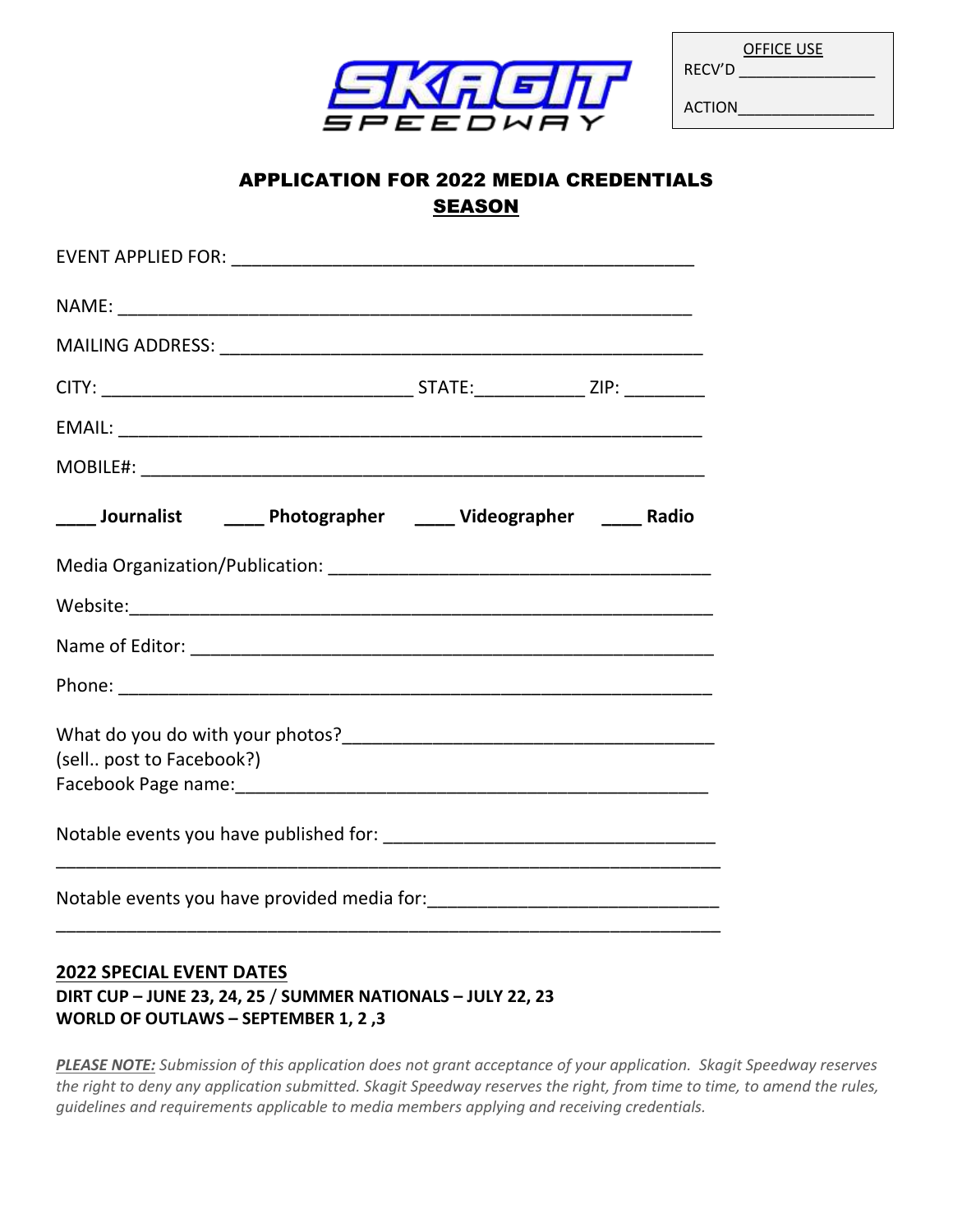SKAGIT SPEEDWAY

OFFICE USE

RECV'D _______________

ACTION_______________

## APPLICATION FOR 2022 MEDIA CREDENTIALS SEASON

EVENT APPLIED FOR: _______________________________________________

NAME: ___________________________________________________________

MAILING ADDRESS: _________________________________________________

CITY: _______________________________ STATE:___________ ZIP: ________

EMAIL: __________________________________________________________

MOBILE#: ________________________________________________________

**____ Journalist ____ Photographer ____ Videographer ____ Radio**

Media Organization/Publication: ______________________________________

Website:_________________________________________________________

Name of Editor: ___________________________________________________

Phone: __________________________________________________________

What do you do with your photos?____________________________________
(sell.. post to Facebook?)
Facebook Page name:_______________________________________________

Notable events you have published for: _________________________________
______________________________________________________________________

Notable events you have provided media for:_____________________________
______________________________________________________________________

**2022 SPECIAL EVENT DATES**

**DIRT CUP – JUNE 23, 24, 25 / SUMMER NATIONALS – JULY 22, 23**
**WORLD OF OUTLAWS – SEPTEMBER 1, 2 ,3**

***PLEASE NOTE:*** *Submission of this application does not grant acceptance of your application. Skagit Speedway reserves the right to deny any application submitted. Skagit Speedway reserves the right, from time to time, to amend the rules, guidelines and requirements applicable to media members applying and receiving credentials.*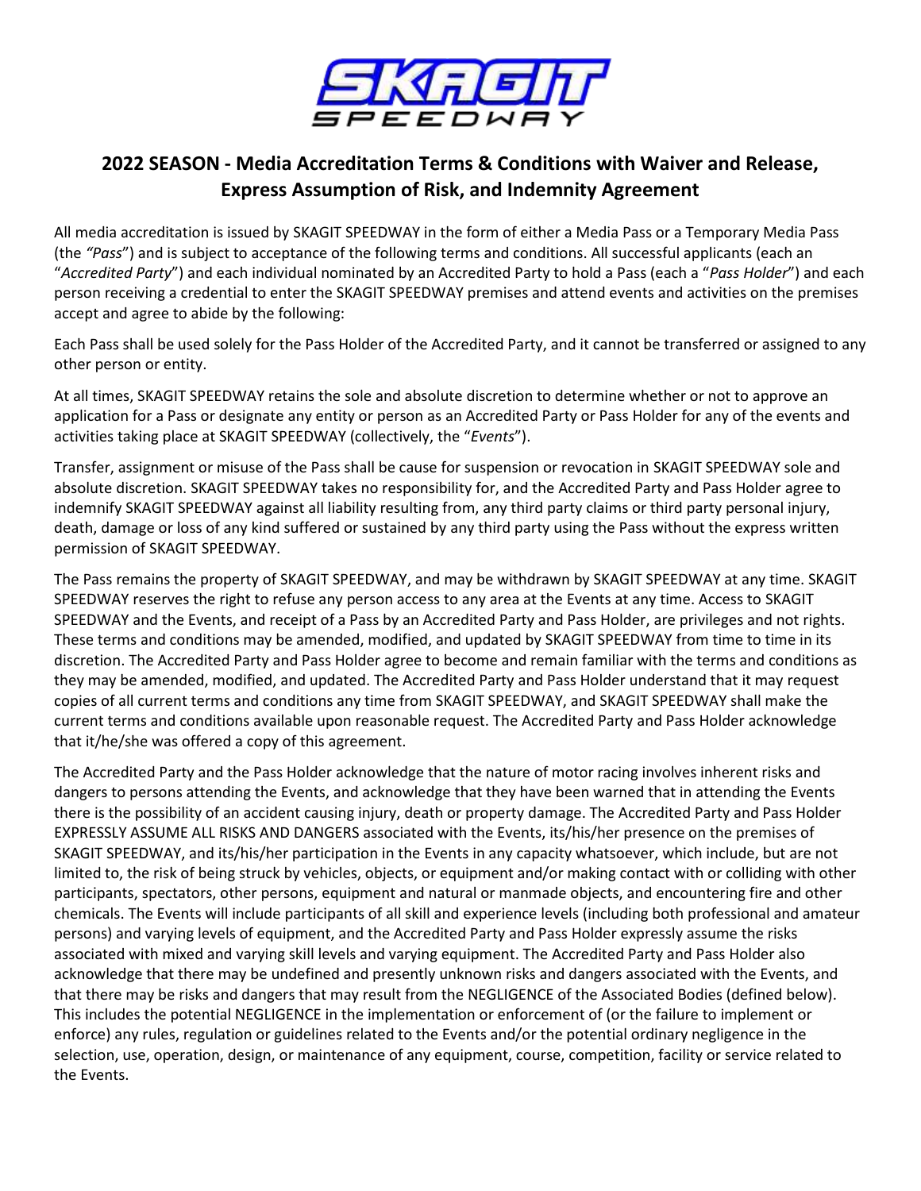## 2022 SEASON - Media Accreditation Terms & Conditions with Waiver and Release, Express Assumption of Risk, and Indemnity Agreement

All media accreditation is issued by SKAGIT SPEEDWAY in the form of either a Media Pass or a Temporary Media Pass (the *"Pass*") and is subject to acceptance of the following terms and conditions. All successful applicants (each an "*Accredited Party*") and each individual nominated by an Accredited Party to hold a Pass (each a "*Pass Holder*") and each person receiving a credential to enter the SKAGIT SPEEDWAY premises and attend events and activities on the premises accept and agree to abide by the following:

Each Pass shall be used solely for the Pass Holder of the Accredited Party, and it cannot be transferred or assigned to any other person or entity.

At all times, SKAGIT SPEEDWAY retains the sole and absolute discretion to determine whether or not to approve an application for a Pass or designate any entity or person as an Accredited Party or Pass Holder for any of the events and activities taking place at SKAGIT SPEEDWAY (collectively, the "*Events*").

Transfer, assignment or misuse of the Pass shall be cause for suspension or revocation in SKAGIT SPEEDWAY sole and absolute discretion. SKAGIT SPEEDWAY takes no responsibility for, and the Accredited Party and Pass Holder agree to indemnify SKAGIT SPEEDWAY against all liability resulting from, any third party claims or third party personal injury, death, damage or loss of any kind suffered or sustained by any third party using the Pass without the express written permission of SKAGIT SPEEDWAY.

The Pass remains the property of SKAGIT SPEEDWAY, and may be withdrawn by SKAGIT SPEEDWAY at any time. SKAGIT SPEEDWAY reserves the right to refuse any person access to any area at the Events at any time. Access to SKAGIT SPEEDWAY and the Events, and receipt of a Pass by an Accredited Party and Pass Holder, are privileges and not rights. These terms and conditions may be amended, modified, and updated by SKAGIT SPEEDWAY from time to time in its discretion. The Accredited Party and Pass Holder agree to become and remain familiar with the terms and conditions as they may be amended, modified, and updated. The Accredited Party and Pass Holder understand that it may request copies of all current terms and conditions any time from SKAGIT SPEEDWAY, and SKAGIT SPEEDWAY shall make the current terms and conditions available upon reasonable request. The Accredited Party and Pass Holder acknowledge that it/he/she was offered a copy of this agreement.

The Accredited Party and the Pass Holder acknowledge that the nature of motor racing involves inherent risks and dangers to persons attending the Events, and acknowledge that they have been warned that in attending the Events there is the possibility of an accident causing injury, death or property damage. The Accredited Party and Pass Holder EXPRESSLY ASSUME ALL RISKS AND DANGERS associated with the Events, its/his/her presence on the premises of SKAGIT SPEEDWAY, and its/his/her participation in the Events in any capacity whatsoever, which include, but are not limited to, the risk of being struck by vehicles, objects, or equipment and/or making contact with or colliding with other participants, spectators, other persons, equipment and natural or manmade objects, and encountering fire and other chemicals. The Events will include participants of all skill and experience levels (including both professional and amateur persons) and varying levels of equipment, and the Accredited Party and Pass Holder expressly assume the risks associated with mixed and varying skill levels and varying equipment. The Accredited Party and Pass Holder also acknowledge that there may be undefined and presently unknown risks and dangers associated with the Events, and that there may be risks and dangers that may result from the NEGLIGENCE of the Associated Bodies (defined below). This includes the potential NEGLIGENCE in the implementation or enforcement of (or the failure to implement or enforce) any rules, regulation or guidelines related to the Events and/or the potential ordinary negligence in the selection, use, operation, design, or maintenance of any equipment, course, competition, facility or service related to the Events.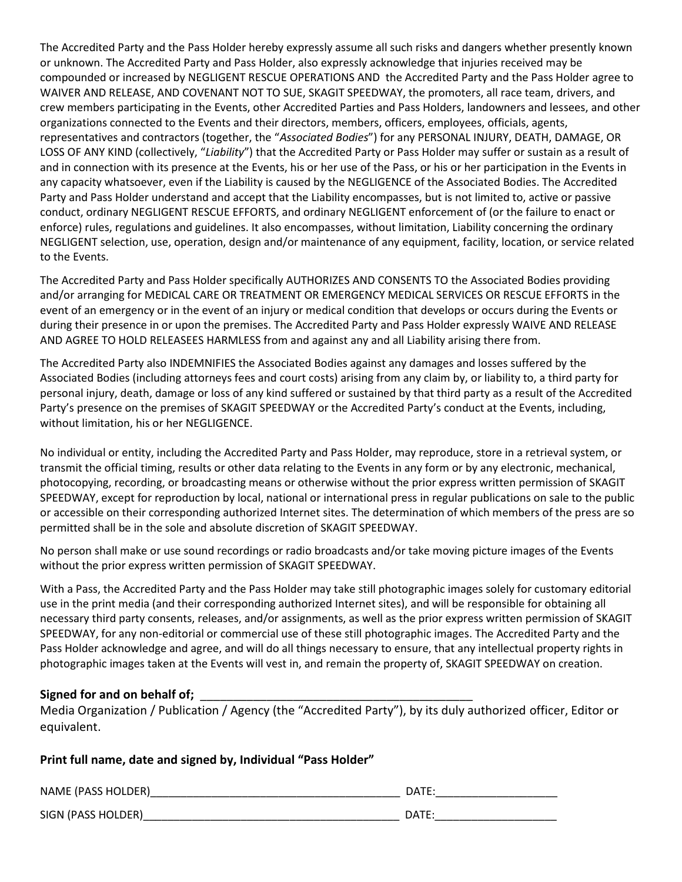The Accredited Party and the Pass Holder hereby expressly assume all such risks and dangers whether presently known or unknown. The Accredited Party and Pass Holder, also expressly acknowledge that injuries received may be compounded or increased by NEGLIGENT RESCUE OPERATIONS AND the Accredited Party and the Pass Holder agree to WAIVER AND RELEASE, AND COVENANT NOT TO SUE, SKAGIT SPEEDWAY, the promoters, all race team, drivers, and crew members participating in the Events, other Accredited Parties and Pass Holders, landowners and lessees, and other organizations connected to the Events and their directors, members, officers, employees, officials, agents, representatives and contractors (together, the "*Associated Bodies*") for any PERSONAL INJURY, DEATH, DAMAGE, OR LOSS OF ANY KIND (collectively, "*Liability*") that the Accredited Party or Pass Holder may suffer or sustain as a result of and in connection with its presence at the Events, his or her use of the Pass, or his or her participation in the Events in any capacity whatsoever, even if the Liability is caused by the NEGLIGENCE of the Associated Bodies. The Accredited Party and Pass Holder understand and accept that the Liability encompasses, but is not limited to, active or passive conduct, ordinary NEGLIGENT RESCUE EFFORTS, and ordinary NEGLIGENT enforcement of (or the failure to enact or enforce) rules, regulations and guidelines. It also encompasses, without limitation, Liability concerning the ordinary NEGLIGENT selection, use, operation, design and/or maintenance of any equipment, facility, location, or service related to the Events.

The Accredited Party and Pass Holder specifically AUTHORIZES AND CONSENTS TO the Associated Bodies providing and/or arranging for MEDICAL CARE OR TREATMENT OR EMERGENCY MEDICAL SERVICES OR RESCUE EFFORTS in the event of an emergency or in the event of an injury or medical condition that develops or occurs during the Events or during their presence in or upon the premises. The Accredited Party and Pass Holder expressly WAIVE AND RELEASE AND AGREE TO HOLD RELEASEES HARMLESS from and against any and all Liability arising there from.

The Accredited Party also INDEMNIFIES the Associated Bodies against any damages and losses suffered by the Associated Bodies (including attorneys fees and court costs) arising from any claim by, or liability to, a third party for personal injury, death, damage or loss of any kind suffered or sustained by that third party as a result of the Accredited Party's presence on the premises of SKAGIT SPEEDWAY or the Accredited Party's conduct at the Events, including, without limitation, his or her NEGLIGENCE.

No individual or entity, including the Accredited Party and Pass Holder, may reproduce, store in a retrieval system, or transmit the official timing, results or other data relating to the Events in any form or by any electronic, mechanical, photocopying, recording, or broadcasting means or otherwise without the prior express written permission of SKAGIT SPEEDWAY, except for reproduction by local, national or international press in regular publications on sale to the public or accessible on their corresponding authorized Internet sites. The determination of which members of the press are so permitted shall be in the sole and absolute discretion of SKAGIT SPEEDWAY.

No person shall make or use sound recordings or radio broadcasts and/or take moving picture images of the Events without the prior express written permission of SKAGIT SPEEDWAY.

With a Pass, the Accredited Party and the Pass Holder may take still photographic images solely for customary editorial use in the print media (and their corresponding authorized Internet sites), and will be responsible for obtaining all necessary third party consents, releases, and/or assignments, as well as the prior express written permission of SKAGIT SPEEDWAY, for any non-editorial or commercial use of these still photographic images. The Accredited Party and the Pass Holder acknowledge and agree, and will do all things necessary to ensure, that any intellectual property rights in photographic images taken at the Events will vest in, and remain the property of, SKAGIT SPEEDWAY on creation.

**Signed for and on behalf of;** ___________________________________________

Media Organization / Publication / Agency (the "Accredited Party"), by its duly authorized officer, Editor or equivalent.

**Print full name, date and signed by, Individual "Pass Holder"**

NAME (PASS HOLDER)________________________________________ DATE:___________________

SIGN (PASS HOLDER)_________________________________________ DATE:___________________